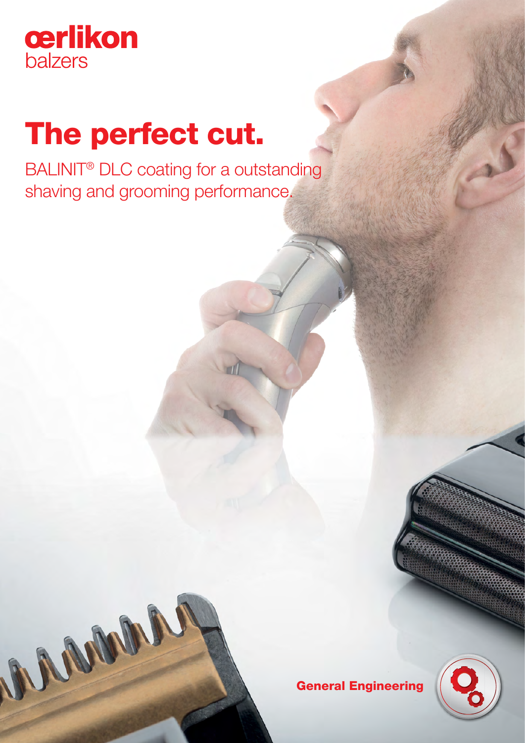œrlikon
balzers

# The perfect cut.

BALINIT® DLC coating for a outstanding shaving and grooming performance.

**General Engineering**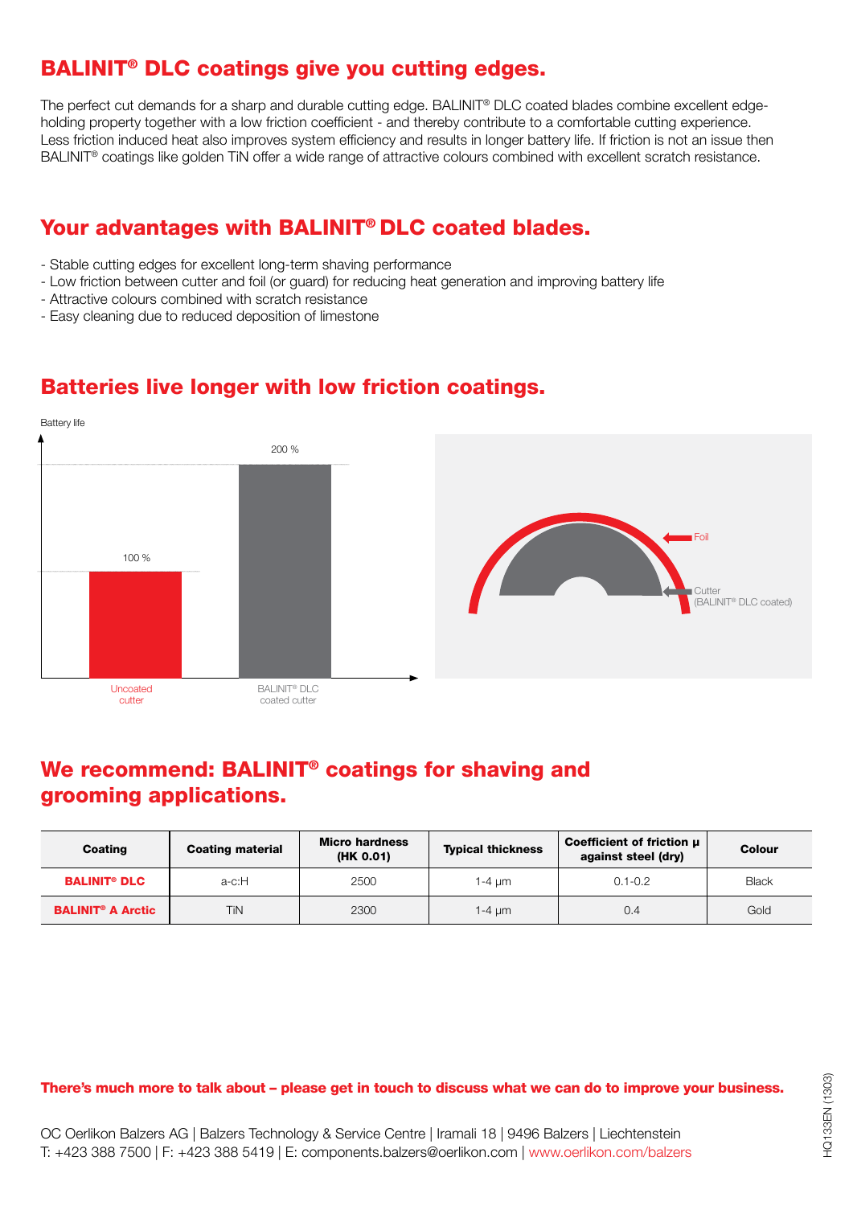## BALINIT® DLC coatings give you cutting edges.

The perfect cut demands for a sharp and durable cutting edge. BALINIT® DLC coated blades combine excellent edge-holding property together with a low friction coefficient - and thereby contribute to a comfortable cutting experience. Less friction induced heat also improves system efficiency and results in longer battery life. If friction is not an issue then BALINIT® coatings like golden TiN offer a wide range of attractive colours combined with excellent scratch resistance.

## Your advantages with BALINIT® DLC coated blades.

- Stable cutting edges for excellent long-term shaving performance
- Low friction between cutter and foil (or guard) for reducing heat generation and improving battery life
- Attractive colours combined with scratch resistance
- Easy cleaning due to reduced deposition of limestone

## Batteries live longer with low friction coatings.

Battery life

100 %

200 %

Uncoated cutter

BALINIT® DLC coated cutter

Foil

Cutter (BALINIT® DLC coated)

## We recommend: BALINIT® coatings for shaving and grooming applications.

| Coating | Coating material | Micro hardness (HK 0.01) | Typical thickness | Coefficient of friction µ against steel (dry) | Colour |
|---|---|---|---|---|---|
| **BALINIT® DLC** | a-c:H | 2500 | 1-4 µm | 0.1-0.2 | Black |
| **BALINIT® A Arctic** | TiN | 2300 | 1-4 µm | 0.4 | Gold |

**There's much more to talk about – please get in touch to discuss what we can do to improve your business.**

OC Oerlikon Balzers AG | Balzers Technology & Service Centre | Iramali 18 | 9496 Balzers | Liechtenstein
T: +423 388 7500 | F: +423 388 5419 | E: components.balzers@oerlikon.com | www.oerlikon.com/balzers

HQ133EN (1303)